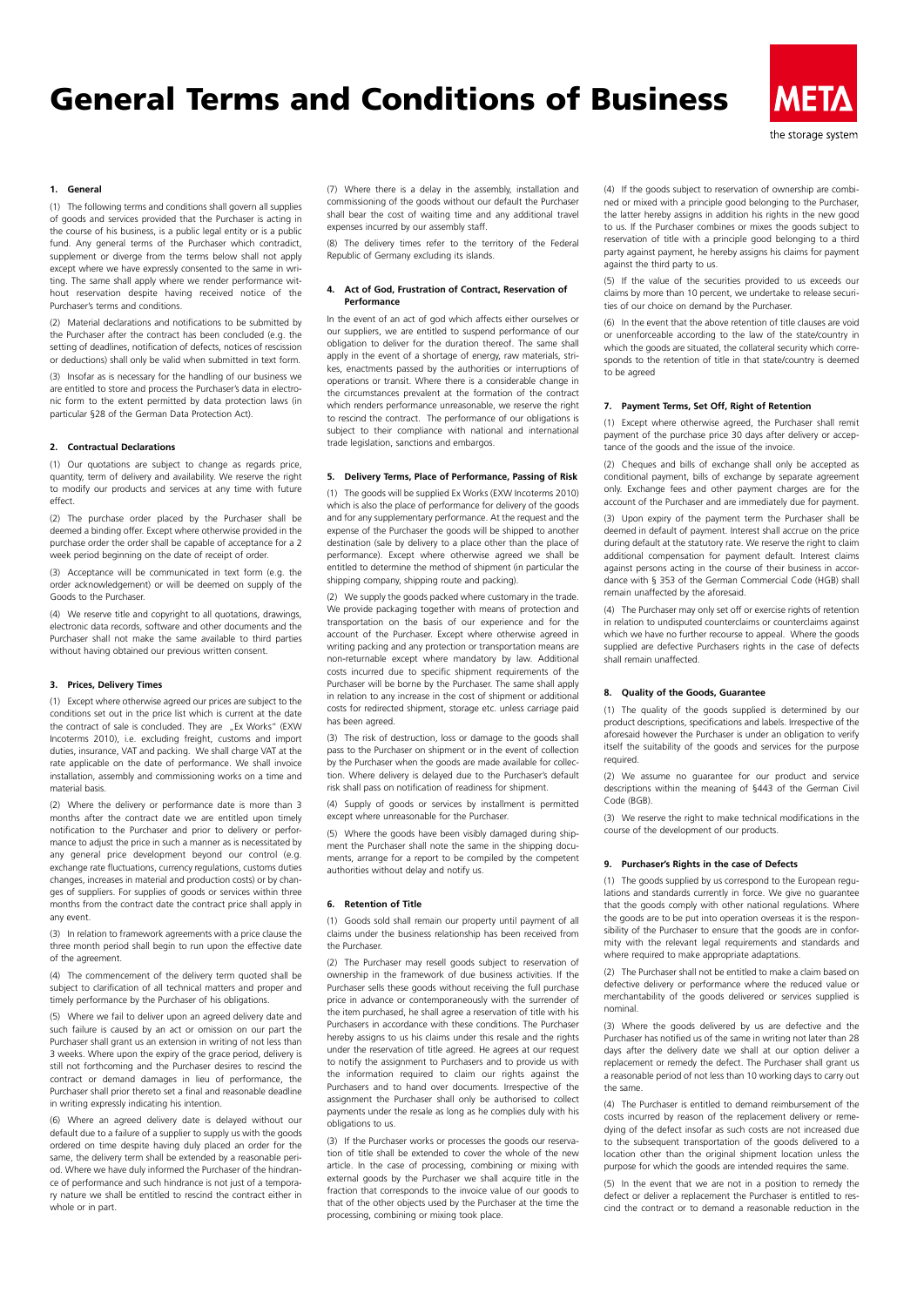# General Terms and Conditions of Business

**1. General**

(1) The following terms and conditions shall govern all supplies of goods and services provided that the Purchaser is acting in the course of his business, is a public legal entity or is a public fund. Any general terms of the Purchaser which contradict, supplement or diverge from the terms below shall not apply except where we have expressly consented to the same in writing. The same shall apply where we render performance without reservation despite having received notice of the Purchaser's terms and conditions.

(2) Material declarations and notifications to be submitted by the Purchaser after the contract has been concluded (e.g. the setting of deadlines, notification of defects, notices of rescission or deductions) shall only be valid when submitted in text form.

(3) Insofar as is necessary for the handling of our business we are entitled to store and process the Purchaser's data in electronic form to the extent permitted by data protection laws (in particular §28 of the German Data Protection Act).

**2. Contractual Declarations**

(1) Our quotations are subject to change as regards price, quantity, term of delivery and availability. We reserve the right to modify our products and services at any time with future effect.

(2) The purchase order placed by the Purchaser shall be deemed a binding offer. Except where otherwise provided in the purchase order the order shall be capable of acceptance for a 2 week period beginning on the date of receipt of order.

(3) Acceptance will be communicated in text form (e.g. the order acknowledgement) or will be deemed on supply of the Goods to the Purchaser.

(4) We reserve title and copyright to all quotations, drawings, electronic data records, software and other documents and the Purchaser shall not make the same available to third parties without having obtained our previous written consent.

**3. Prices, Delivery Times**

(1) Except where otherwise agreed our prices are subject to the conditions set out in the price list which is current at the date the contract of sale is concluded. They are „Ex Works" (EXW Incoterms 2010), i.e. excluding freight, customs and import duties, insurance, VAT and packing. We shall charge VAT at the rate applicable on the date of performance. We shall invoice installation, assembly and commissioning works on a time and material basis.

(2) Where the delivery or performance date is more than 3 months after the contract date we are entitled upon timely notification to the Purchaser and prior to delivery or performance to adjust the price in such a manner as is necessitated by any general price development beyond our control (e.g. exchange rate fluctuations, currency regulations, customs duties changes, increases in material and production costs) or by changes of suppliers. For supplies of goods or services within three months from the contract date the contract price shall apply in any event.

(3) In relation to framework agreements with a price clause the three month period shall begin to run upon the effective date of the agreement.

(4) The commencement of the delivery term quoted shall be subject to clarification of all technical matters and proper and timely performance by the Purchaser of his obligations.

(5) Where we fail to deliver upon an agreed delivery date and such failure is caused by an act or omission on our part the Purchaser shall grant us an extension in writing of not less than 3 weeks. Where upon the expiry of the grace period, delivery is still not forthcoming and the Purchaser desires to rescind the contract or demand damages in lieu of performance, the Purchaser shall prior thereto set a final and reasonable deadline in writing expressly indicating his intention.

(6) Where an agreed delivery date is delayed without our default due to a failure of a supplier to supply us with the goods ordered on time despite having duly placed an order for the same, the delivery term shall be extended by a reasonable period. Where we have duly informed the Purchaser of the hindrance of performance and such hindrance is not just of a temporary nature we shall be entitled to rescind the contract either in whole or in part.

(7) Where there is a delay in the assembly, installation and commissioning of the goods without our default the Purchaser shall bear the cost of waiting time and any additional travel expenses incurred by our assembly staff.

(8) The delivery times refer to the territory of the Federal Republic of Germany excluding its islands.

**4. Act of God, Frustration of Contract, Reservation of Performance**

In the event of an act of god which affects either ourselves or our suppliers, we are entitled to suspend performance of our obligation to deliver for the duration thereof. The same shall apply in the event of a shortage of energy, raw materials, strikes, enactments passed by the authorities or interruptions of operations or transit. Where there is a considerable change in the circumstances prevalent at the formation of the contract which renders performance unreasonable, we reserve the right to rescind the contract. The performance of our obligations is subject to their compliance with national and international trade legislation, sanctions and embargos.

**5. Delivery Terms, Place of Performance, Passing of Risk**

(1) The goods will be supplied Ex Works (EXW Incoterms 2010) which is also the place of performance for delivery of the goods and for any supplementary performance. At the request and the expense of the Purchaser the goods will be shipped to another destination (sale by delivery to a place other than the place of performance). Except where otherwise agreed we shall be entitled to determine the method of shipment (in particular the shipping company, shipping route and packing).

(2) We supply the goods packed where customary in the trade. We provide packaging together with means of protection and transportation on the basis of our experience and for the account of the Purchaser. Except where otherwise agreed in writing packing and any protection or transportation means are non-returnable except where mandatory by law. Additional costs incurred due to specific shipment requirements of the Purchaser will be borne by the Purchaser. The same shall apply in relation to any increase in the cost of shipment or additional costs for redirected shipment, storage etc. unless carriage paid has been agreed.

(3) The risk of destruction, loss or damage to the goods shall pass to the Purchaser on shipment or in the event of collection by the Purchaser when the goods are made available for collection. Where delivery is delayed due to the Purchaser's default risk shall pass on notification of readiness for shipment.

(4) Supply of goods or services by installment is permitted except where unreasonable for the Purchaser.

(5) Where the goods have been visibly damaged during shipment the Purchaser shall note the same in the shipping documents, arrange for a report to be compiled by the competent authorities without delay and notify us.

**6. Retention of Title**

(1) Goods sold shall remain our property until payment of all claims under the business relationship has been received from the Purchaser.

(2) The Purchaser may resell goods subject to reservation of ownership in the framework of due business activities. If the Purchaser sells these goods without receiving the full purchase price in advance or contemporaneously with the surrender of the item purchased, he shall agree a reservation of title with his Purchasers in accordance with these conditions. The Purchaser hereby assigns to us his claims under this resale and the rights under the reservation of title agreed. He agrees at our request to notify the assignment to Purchasers and to provide us with the information required to claim our rights against the Purchasers and to hand over documents. Irrespective of the assignment the Purchaser shall only be authorised to collect payments under the resale as long as he complies duly with his obligations to us.

(3) If the Purchaser works or processes the goods our reservation of title shall be extended to cover the whole of the new article. In the case of processing, combining or mixing with external goods by the Purchaser we shall acquire title in the fraction that corresponds to the invoice value of our goods to that of the other objects used by the Purchaser at the time the processing, combining or mixing took place.

(4) If the goods subject to reservation of ownership are combined or mixed with a principle good belonging to the Purchaser, the latter hereby assigns in addition his rights in the new good to us. If the Purchaser combines or mixes the goods subject to reservation of title with a principle good belonging to a third party against payment, he hereby assigns his claims for payment against the third party to us.

(5) If the value of the securities provided to us exceeds our claims by more than 10 percent, we undertake to release securities of our choice on demand by the Purchaser.

(6) In the event that the above retention of title clauses are void or unenforceable according to the law of the state/country in which the goods are situated, the collateral security which corresponds to the retention of title in that state/country is deemed to be agreed

**7. Payment Terms, Set Off, Right of Retention**

(1) Except where otherwise agreed, the Purchaser shall remit payment of the purchase price 30 days after delivery or acceptance of the goods and the issue of the invoice.

(2) Cheques and bills of exchange shall only be accepted as conditional payment, bills of exchange by separate agreement only. Exchange fees and other payment charges are for the account of the Purchaser and are immediately due for payment.

(3) Upon expiry of the payment term the Purchaser shall be deemed in default of payment. Interest shall accrue on the price during default at the statutory rate. We reserve the right to claim additional compensation for payment default. Interest claims against persons acting in the course of their business in accordance with § 353 of the German Commercial Code (HGB) shall remain unaffected by the aforesaid.

(4) The Purchaser may only set off or exercise rights of retention in relation to undisputed counterclaims or counterclaims against which we have no further recourse to appeal. Where the goods supplied are defective Purchasers rights in the case of defects shall remain unaffected.

**8. Quality of the Goods, Guarantee**

(1) The quality of the goods supplied is determined by our product descriptions, specifications and labels. Irrespective of the aforesaid however the Purchaser is under an obligation to verify itself the suitability of the goods and services for the purpose required.

(2) We assume no guarantee for our product and service descriptions within the meaning of §443 of the German Civil Code (BGB).

(3) We reserve the right to make technical modifications in the course of the development of our products.

**9. Purchaser's Rights in the case of Defects**

(1) The goods supplied by us correspond to the European regulations and standards currently in force. We give no guarantee that the goods comply with other national regulations. Where the goods are to be put into operation overseas it is the responsibility of the Purchaser to ensure that the goods are in conformity with the relevant legal requirements and standards and where required to make appropriate adaptations.

(2) The Purchaser shall not be entitled to make a claim based on defective delivery or performance where the reduced value or merchantability of the goods delivered or services supplied is nominal.

(3) Where the goods delivered by us are defective and the Purchaser has notified us of the same in writing not later than 28 days after the delivery date we shall at our option deliver a replacement or remedy the defect. The Purchaser shall grant us a reasonable period of not less than 10 working days to carry out the same.

(4) The Purchaser is entitled to demand reimbursement of the costs incurred by reason of the replacement delivery or remedying of the defect insofar as such costs are not increased due to the subsequent transportation of the goods delivered to a location other than the original shipment location unless the purpose for which the goods are intended requires the same.

(5) In the event that we are not in a position to remedy the defect or deliver a replacement the Purchaser is entitled to rescind the contract or to demand a reasonable reduction in the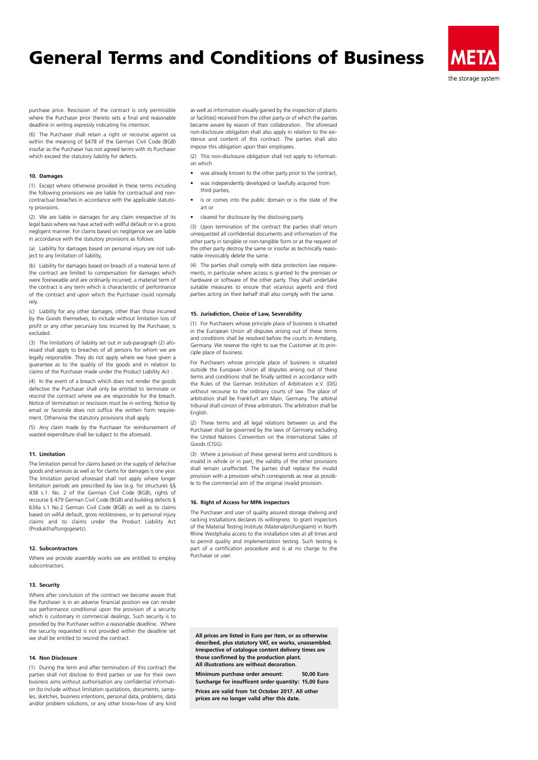# General Terms and Conditions of Business

purchase price. Rescission of the contract is only permissible where the Purchaser prior thereto sets a final and reasonable deadline in writing expressly indicating his intention.

(6) The Purchaser shall retain a right or recourse against us within the meaning of §478 of the German Civil Code (BGB) insofar as the Purchaser has not agreed terms with its Purchaser which exceed the statutory liability for defects.

#### 10. Damages

(1) Except where otherwise provided in these terms including the following provisions we are liable for contractual and non-contractual breaches in accordance with the applicable statutory provisions.

(2) We are liable in damages for any claim irrespective of its legal basis where we have acted with willful default or in a gross negligent manner. For claims based on negligence we are liable in accordance with the statutory provisions as follows:

(a) Liability for damages based on personal injury are not subject to any limitation of liability,

(b) Liability for damages based on breach of a material term of the contract are limited to compensation for damages which were foreseeable and are ordinarily incurred; a material term of the contract is any term which is characteristic of performance of the contract and upon which the Purchaser could normally rely.

(c) Liability for any other damages, other than those incurred by the Goods themselves, to include without limitation loss of profit or any other pecuniary loss incurred by the Purchaser, is excluded.

(3) The limitations of liability set out in sub-paragraph (2) aforesaid shall apply to breaches of all persons for whom we are legally responsible. They do not apply where we have given a guarantee as to the quality of the goods and in relation to claims of the Purchaser made under the Product Liability Act .

(4) In the event of a breach which does not render the goods defective the Purchaser shall only be entitled to terminate or rescind the contract where we are responsible for the breach. Notice of termination or rescission must be in writing. Notice by email or facsimile does not suffice the written form requirement. Otherwise the statutory provisions shall apply.

(5) Any claim made by the Purchaser for reimbursement of wasted expenditure shall be subject to the aforesaid.

#### 11. Limitation

The limitation period for claims based on the supply of defective goods and services as well as for claims for damages is one year. The limitation period aforesaid shall not apply where longer limitation periods are prescribed by law (e.g. for structures §§ 438 s.1. No. 2 of the German Civil Code (BGB), rights of recourse § 479 German Civil Code (BGB) and building defects § 634a s.1 No.2 German Civil Code (BGB) as well as to claims based on wilful default, gross recklessness, or to personal injury claims and to claims under the Product Liability Act (Produkthaftungsgesetz).

#### 12. Subcontractors

Where we provide assembly works we are entitled to employ subcontractors.

#### 13. Security

Where after conclusion of the contract we become aware that the Purchaser is in an adverse financial position we can render our performance conditional upon the provision of a security which is customary in commercial dealings. Such security is to provided by the Purchaser within a reasonable deadline. Where the security requested is not provided within the deadline set we shall be entitled to rescind the contract.

#### 14. Non Disclosure

(1) During the term and after termination of this contract the parties shall not disclose to third parties or use for their own business aims without authorisation any confidential information (to include without limitation quotations, documents, samples, sketches, business intentions, personal data, problems, data and/or problem solutions, or any other know-how of any kind as well as information visually gained by the inspection of plants or facilities) received from the other party or of which the parties became aware by reason of their collaboration. The aforesaid non-disclosure obligation shall also apply in relation to the existence and content of this contract. The parties shall also impose this obligation upon their employees.

(2) This non-disclosure obligation shall not apply to information which

- was already known to the other party prior to the contract,
- was independently developed or lawfully acquired from third parties,
- is or comes into the public domain or is the state of the art or
- cleared for disclosure by the disclosing party.

(3) Upon termination of the contract the parties shall return unrequested all confidential documents and information of the other party in tangible or non-tangible form or at the request of the other party destroy the same or insofar as technically reasonable irrevocably delete the same.

(4) The parties shall comply with data protection law requirements, in particular where access is granted to the premises or hardware or software of the other party. They shall undertake suitable measures to ensure that vicarious agents and third parties acting on their behalf shall also comply with the same.

#### 15. Jurisdiction, Choice of Law, Severability

(1) For Purchasers whose principle place of business is situated in the European Union all disputes arising out of these terms and conditions shall be resolved before the courts in Arnsberg, Germany. We reserve the right to sue the Customer at its principle place of business.

For Purchasers whose principle place of business is situated outside the European Union all disputes arising out of these terms and conditions shall be finally settled in accordance with the Rules of the German Institution of Arbitration e.V. (DIS) without recourse to the ordinary courts of law. The place of arbitration shall be Frankfurt am Main, Germany. The arbitral tribunal shall consist of three arbitrators. The arbitration shall be English.

(2) These terms and all legal relations between us and the Purchaser shall be governed by the laws of Germany excluding the United Nations Convention on the International Sales of Goods (CISG).

(3) Where a provision of these general terms and conditions is invalid in whole or in part, the validity of the other provisions shall remain unaffected. The parties shall replace the invalid provision with a provision which corresponds as near as possible to the commercial aim of the original invalid provision.

#### 16. Right of Access for MPA Inspectors

The Purchaser and user of quality assured storage shelving and racking installations declares its willingness to grant inspectors of the Material Testing Institute (Materialprüfungsamt) in North Rhine Westphalia access to the installation sites at all times and to permit quality and implementation testing. Such testing is part of a certification procedure and is at no charge to the Purchaser or user.

**All prices are listed in Euro per item, or as otherwise described, plus statutory VAT, ex works, unassembled. Irrespective of catalogue content delivery times are those confirmed by the production plant. All illustrations are without decoration.**

**Minimum purchase order amount: 50,00 Euro**
**Surcharge for insufficent order quantity: 15,00 Euro**

**Prices are valid from 1st October 2017. All other prices are no longer valid after this date.**